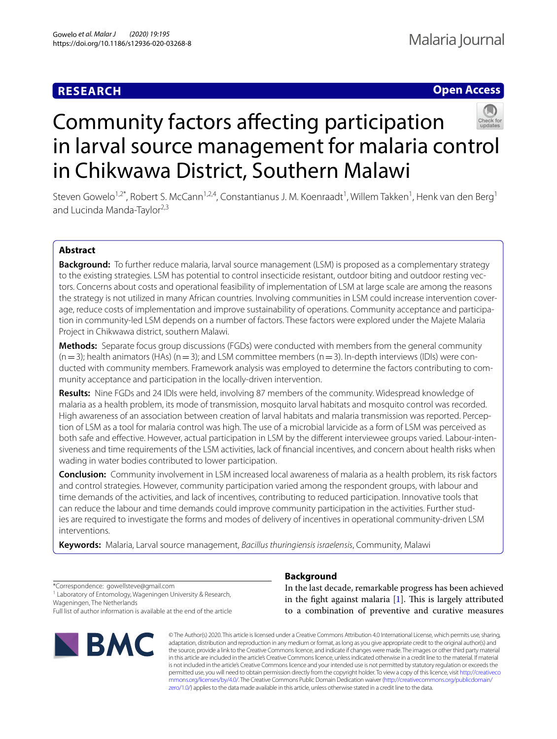**RESEARCH** **Open Access**

# Community factors affecting participation in larval source management for malaria control in Chikwawa District, Southern Malawi

Steven Gowelo[1,2*], Robert S. McCann[1,2,4], Constantianus J. M. Koenraadt[1], Willem Takken[1], Henk van den Berg[1] and Lucinda Manda-Taylor[2,3]

## Abstract

**Background:** To further reduce malaria, larval source management (LSM) is proposed as a complementary strategy to the existing strategies. LSM has potential to control insecticide resistant, outdoor biting and outdoor resting vectors. Concerns about costs and operational feasibility of implementation of LSM at large scale are among the reasons the strategy is not utilized in many African countries. Involving communities in LSM could increase intervention coverage, reduce costs of implementation and improve sustainability of operations. Community acceptance and participation in community-led LSM depends on a number of factors. These factors were explored under the Majete Malaria Project in Chikwawa district, southern Malawi.

**Methods:** Separate focus group discussions (FGDs) were conducted with members from the general community (n = 3); health animators (HAs) (n = 3); and LSM committee members (n = 3). In-depth interviews (IDIs) were conducted with community members. Framework analysis was employed to determine the factors contributing to community acceptance and participation in the locally-driven intervention.

**Results:** Nine FGDs and 24 IDIs were held, involving 87 members of the community. Widespread knowledge of malaria as a health problem, its mode of transmission, mosquito larval habitats and mosquito control was recorded. High awareness of an association between creation of larval habitats and malaria transmission was reported. Perception of LSM as a tool for malaria control was high. The use of a microbial larvicide as a form of LSM was perceived as both safe and effective. However, actual participation in LSM by the different interviewee groups varied. Labour-intensiveness and time requirements of the LSM activities, lack of financial incentives, and concern about health risks when wading in water bodies contributed to lower participation.

**Conclusion:** Community involvement in LSM increased local awareness of malaria as a health problem, its risk factors and control strategies. However, community participation varied among the respondent groups, with labour and time demands of the activities, and lack of incentives, contributing to reduced participation. Innovative tools that can reduce the labour and time demands could improve community participation in the activities. Further studies are required to investigate the forms and modes of delivery of incentives in operational community-driven LSM interventions.

**Keywords:** Malaria, Larval source management, *Bacillus thuringiensis israelensis*, Community, Malawi

*Correspondence: gowellsteve@gmail.com
[1] Laboratory of Entomology, Wageningen University & Research, Wageningen, The Netherlands
Full list of author information is available at the end of the article

## Background

In the last decade, remarkable progress has been achieved in the fight against malaria [1]. This is largely attributed to a combination of preventive and curative measures

© The Author(s) 2020. This article is licensed under a Creative Commons Attribution 4.0 International License, which permits use, sharing, adaptation, distribution and reproduction in any medium or format, as long as you give appropriate credit to the original author(s) and the source, provide a link to the Creative Commons licence, and indicate if changes were made. The images or other third party material in this article are included in the article's Creative Commons licence, unless indicated otherwise in a credit line to the material. If material is not included in the article's Creative Commons licence and your intended use is not permitted by statutory regulation or exceeds the permitted use, you will need to obtain permission directly from the copyright holder. To view a copy of this licence, visit http://creativecommons.org/licenses/by/4.0/. The Creative Commons Public Domain Dedication waiver (http://creativecommons.org/publicdomain/zero/1.0/) applies to the data made available in this article, unless otherwise stated in a credit line to the data.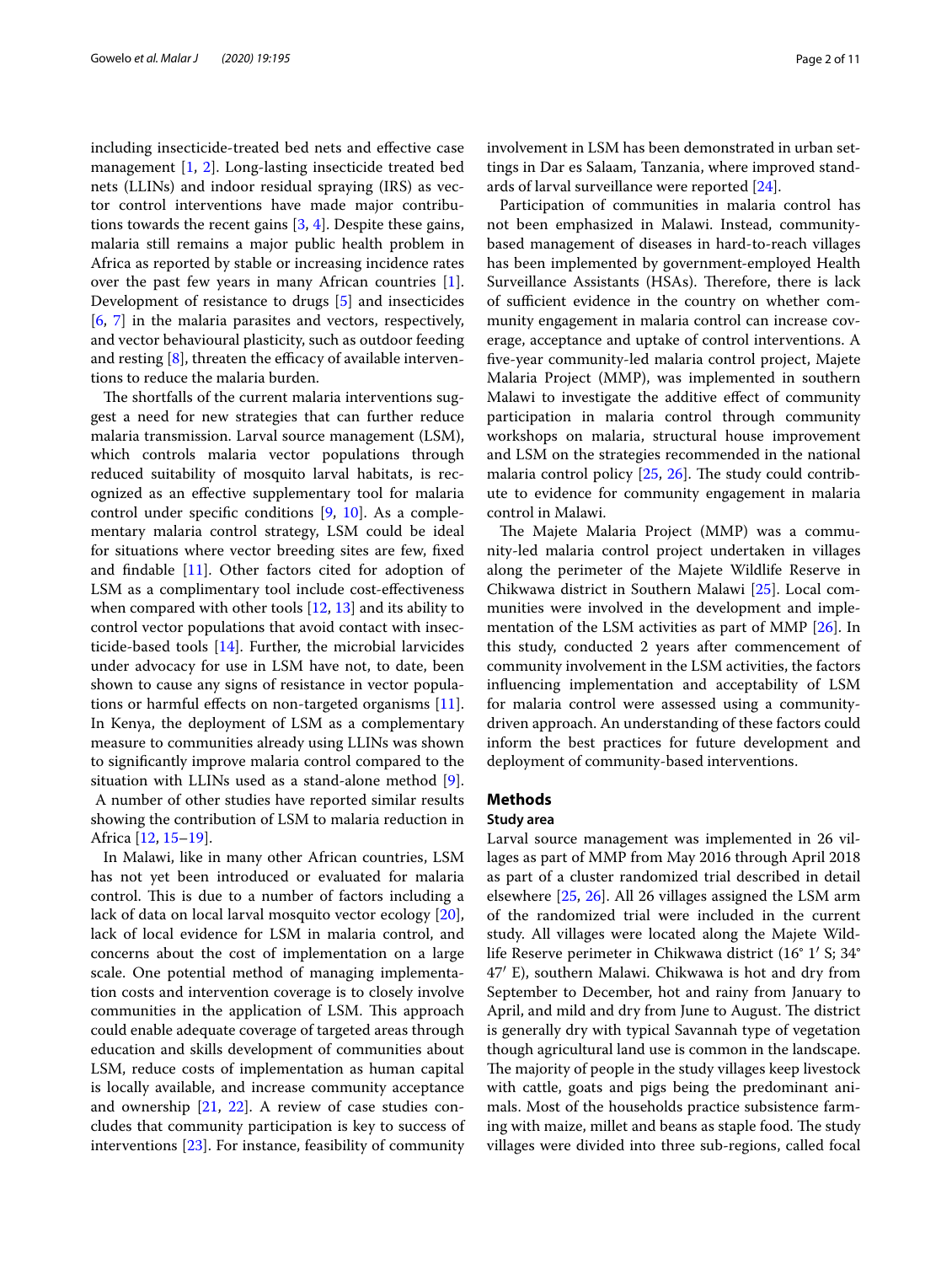including insecticide-treated bed nets and effective case management [1, 2]. Long-lasting insecticide treated bed nets (LLINs) and indoor residual spraying (IRS) as vector control interventions have made major contributions towards the recent gains [3, 4]. Despite these gains, malaria still remains a major public health problem in Africa as reported by stable or increasing incidence rates over the past few years in many African countries [1]. Development of resistance to drugs [5] and insecticides [6, 7] in the malaria parasites and vectors, respectively, and vector behavioural plasticity, such as outdoor feeding and resting [8], threaten the efficacy of available interventions to reduce the malaria burden.

The shortfalls of the current malaria interventions suggest a need for new strategies that can further reduce malaria transmission. Larval source management (LSM), which controls malaria vector populations through reduced suitability of mosquito larval habitats, is recognized as an effective supplementary tool for malaria control under specific conditions [9, 10]. As a complementary malaria control strategy, LSM could be ideal for situations where vector breeding sites are few, fixed and findable [11]. Other factors cited for adoption of LSM as a complimentary tool include cost-effectiveness when compared with other tools [12, 13] and its ability to control vector populations that avoid contact with insecticide-based tools [14]. Further, the microbial larvicides under advocacy for use in LSM have not, to date, been shown to cause any signs of resistance in vector populations or harmful effects on non-targeted organisms [11]. In Kenya, the deployment of LSM as a complementary measure to communities already using LLINs was shown to significantly improve malaria control compared to the situation with LLINs used as a stand-alone method [9]. A number of other studies have reported similar results showing the contribution of LSM to malaria reduction in Africa [12, 15–19].

In Malawi, like in many other African countries, LSM has not yet been introduced or evaluated for malaria control. This is due to a number of factors including a lack of data on local larval mosquito vector ecology [20], lack of local evidence for LSM in malaria control, and concerns about the cost of implementation on a large scale. One potential method of managing implementation costs and intervention coverage is to closely involve communities in the application of LSM. This approach could enable adequate coverage of targeted areas through education and skills development of communities about LSM, reduce costs of implementation as human capital is locally available, and increase community acceptance and ownership [21, 22]. A review of case studies concludes that community participation is key to success of interventions [23]. For instance, feasibility of community involvement in LSM has been demonstrated in urban settings in Dar es Salaam, Tanzania, where improved standards of larval surveillance were reported [24].

Participation of communities in malaria control has not been emphasized in Malawi. Instead, community-based management of diseases in hard-to-reach villages has been implemented by government-employed Health Surveillance Assistants (HSAs). Therefore, there is lack of sufficient evidence in the country on whether community engagement in malaria control can increase coverage, acceptance and uptake of control interventions. A five-year community-led malaria control project, Majete Malaria Project (MMP), was implemented in southern Malawi to investigate the additive effect of community participation in malaria control through community workshops on malaria, structural house improvement and LSM on the strategies recommended in the national malaria control policy [25, 26]. The study could contribute to evidence for community engagement in malaria control in Malawi.

The Majete Malaria Project (MMP) was a community-led malaria control project undertaken in villages along the perimeter of the Majete Wildlife Reserve in Chikwawa district in Southern Malawi [25]. Local communities were involved in the development and implementation of the LSM activities as part of MMP [26]. In this study, conducted 2 years after commencement of community involvement in the LSM activities, the factors influencing implementation and acceptability of LSM for malaria control were assessed using a community-driven approach. An understanding of these factors could inform the best practices for future development and deployment of community-based interventions.

## Methods

### Study area

Larval source management was implemented in 26 villages as part of MMP from May 2016 through April 2018 as part of a cluster randomized trial described in detail elsewhere [25, 26]. All 26 villages assigned the LSM arm of the randomized trial were included in the current study. All villages were located along the Majete Wildlife Reserve perimeter in Chikwawa district (16° 1′ S; 34° 47′ E), southern Malawi. Chikwawa is hot and dry from September to December, hot and rainy from January to April, and mild and dry from June to August. The district is generally dry with typical Savannah type of vegetation though agricultural land use is common in the landscape. The majority of people in the study villages keep livestock with cattle, goats and pigs being the predominant animals. Most of the households practice subsistence farming with maize, millet and beans as staple food. The study villages were divided into three sub-regions, called focal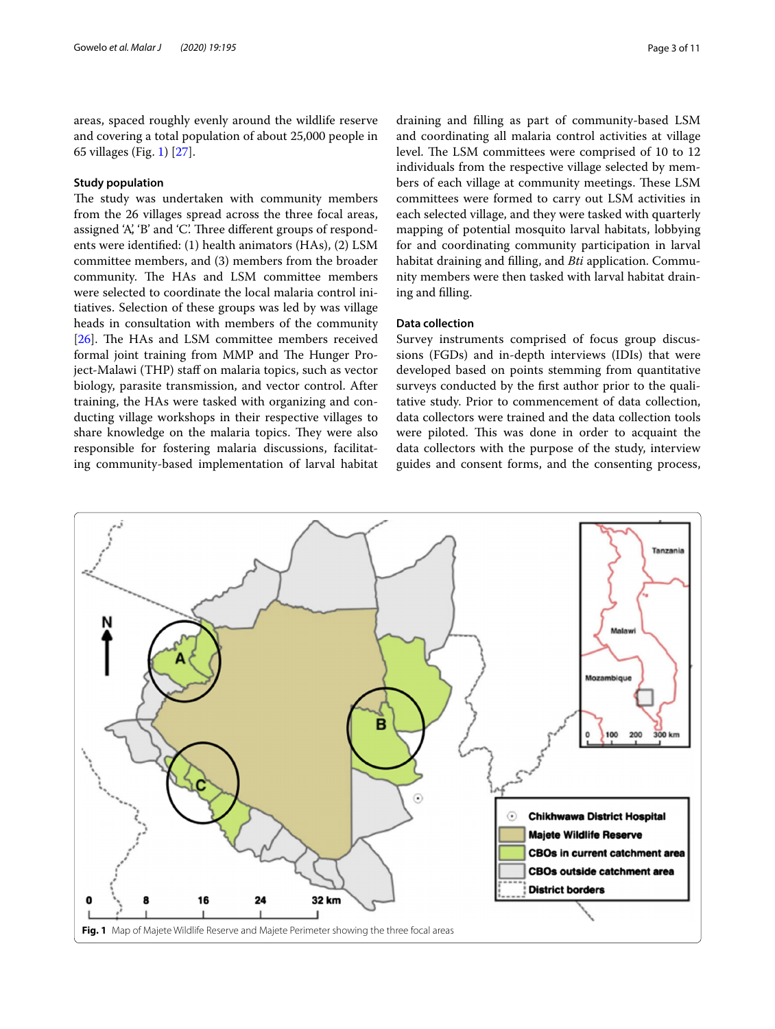areas, spaced roughly evenly around the wildlife reserve and covering a total population of about 25,000 people in 65 villages (Fig. 1) [27].

#### Study population

The study was undertaken with community members from the 26 villages spread across the three focal areas, assigned 'A', 'B' and 'C'. Three different groups of respondents were identified: (1) health animators (HAs), (2) LSM committee members, and (3) members from the broader community. The HAs and LSM committee members were selected to coordinate the local malaria control initiatives. Selection of these groups was led by was village heads in consultation with members of the community [26]. The HAs and LSM committee members received formal joint training from MMP and The Hunger Project-Malawi (THP) staff on malaria topics, such as vector biology, parasite transmission, and vector control. After training, the HAs were tasked with organizing and conducting village workshops in their respective villages to share knowledge on the malaria topics. They were also responsible for fostering malaria discussions, facilitating community-based implementation of larval habitat draining and filling as part of community-based LSM and coordinating all malaria control activities at village level. The LSM committees were comprised of 10 to 12 individuals from the respective village selected by members of each village at community meetings. These LSM committees were formed to carry out LSM activities in each selected village, and they were tasked with quarterly mapping of potential mosquito larval habitats, lobbying for and coordinating community participation in larval habitat draining and filling, and *Bti* application. Community members were then tasked with larval habitat draining and filling.

#### Data collection

Survey instruments comprised of focus group discussions (FGDs) and in-depth interviews (IDIs) that were developed based on points stemming from quantitative surveys conducted by the first author prior to the qualitative study. Prior to commencement of data collection, data collectors were trained and the data collection tools were piloted. This was done in order to acquaint the data collectors with the purpose of the study, interview guides and consent forms, and the consenting process,

**Fig. 1** Map of Majete Wildlife Reserve and Majete Perimeter showing the three focal areas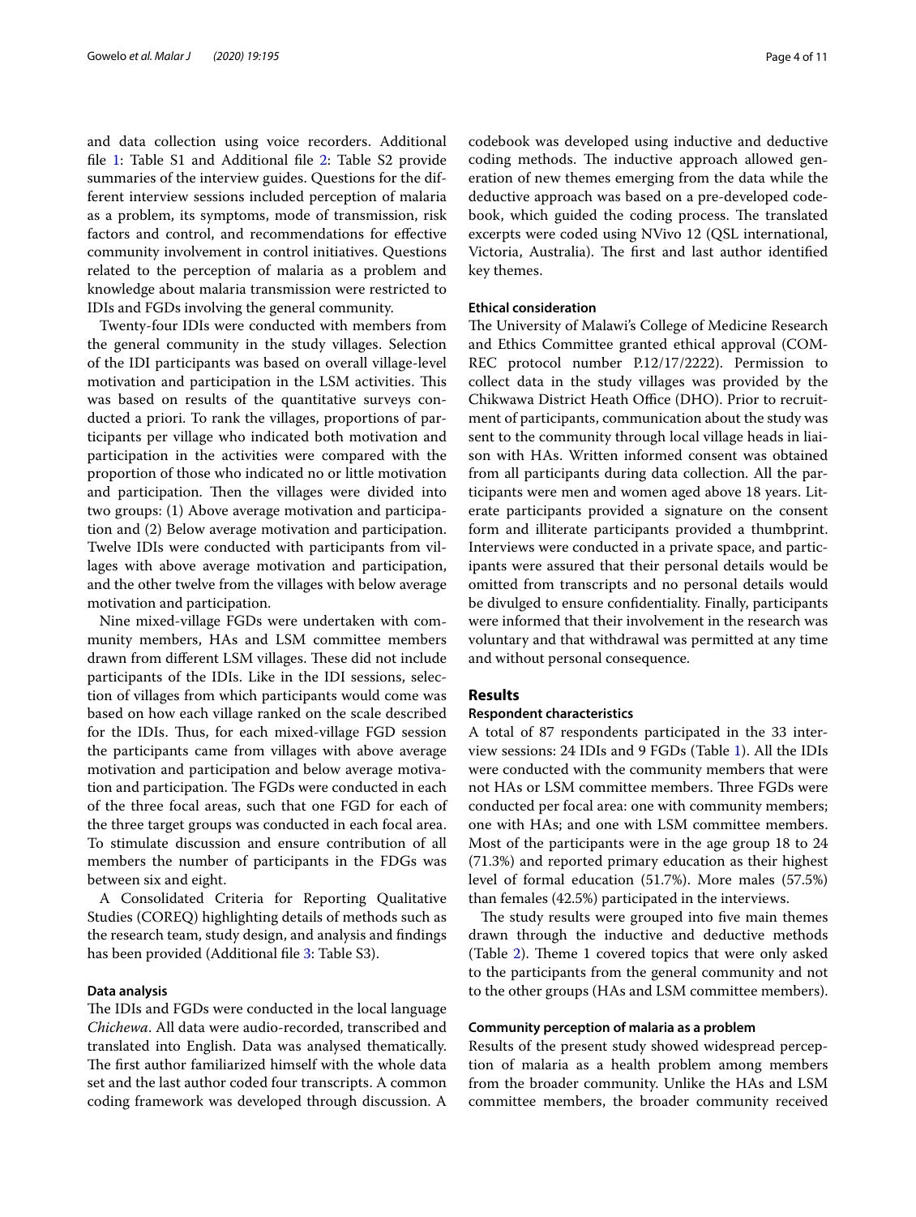and data collection using voice recorders. Additional file 1: Table S1 and Additional file 2: Table S2 provide summaries of the interview guides. Questions for the different interview sessions included perception of malaria as a problem, its symptoms, mode of transmission, risk factors and control, and recommendations for effective community involvement in control initiatives. Questions related to the perception of malaria as a problem and knowledge about malaria transmission were restricted to IDIs and FGDs involving the general community.

Twenty-four IDIs were conducted with members from the general community in the study villages. Selection of the IDI participants was based on overall village-level motivation and participation in the LSM activities. This was based on results of the quantitative surveys conducted a priori. To rank the villages, proportions of participants per village who indicated both motivation and participation in the activities were compared with the proportion of those who indicated no or little motivation and participation. Then the villages were divided into two groups: (1) Above average motivation and participation and (2) Below average motivation and participation. Twelve IDIs were conducted with participants from villages with above average motivation and participation, and the other twelve from the villages with below average motivation and participation.

Nine mixed-village FGDs were undertaken with community members, HAs and LSM committee members drawn from different LSM villages. These did not include participants of the IDIs. Like in the IDI sessions, selection of villages from which participants would come was based on how each village ranked on the scale described for the IDIs. Thus, for each mixed-village FGD session the participants came from villages with above average motivation and participation and below average motivation and participation. The FGDs were conducted in each of the three focal areas, such that one FGD for each of the three target groups was conducted in each focal area. To stimulate discussion and ensure contribution of all members the number of participants in the FDGs was between six and eight.

A Consolidated Criteria for Reporting Qualitative Studies (COREQ) highlighting details of methods such as the research team, study design, and analysis and findings has been provided (Additional file 3: Table S3).

#### Data analysis

The IDIs and FGDs were conducted in the local language *Chichewa*. All data were audio-recorded, transcribed and translated into English. Data was analysed thematically. The first author familiarized himself with the whole data set and the last author coded four transcripts. A common coding framework was developed through discussion. A codebook was developed using inductive and deductive coding methods. The inductive approach allowed generation of new themes emerging from the data while the deductive approach was based on a pre-developed codebook, which guided the coding process. The translated excerpts were coded using NVivo 12 (QSL international, Victoria, Australia). The first and last author identified key themes.

#### Ethical consideration

The University of Malawi's College of Medicine Research and Ethics Committee granted ethical approval (COMREC protocol number P.12/17/2222). Permission to collect data in the study villages was provided by the Chikwawa District Heath Office (DHO). Prior to recruitment of participants, communication about the study was sent to the community through local village heads in liaison with HAs. Written informed consent was obtained from all participants during data collection. All the participants were men and women aged above 18 years. Literate participants provided a signature on the consent form and illiterate participants provided a thumbprint. Interviews were conducted in a private space, and participants were assured that their personal details would be omitted from transcripts and no personal details would be divulged to ensure confidentiality. Finally, participants were informed that their involvement in the research was voluntary and that withdrawal was permitted at any time and without personal consequence.

## Results

#### Respondent characteristics

A total of 87 respondents participated in the 33 interview sessions: 24 IDIs and 9 FGDs (Table 1). All the IDIs were conducted with the community members that were not HAs or LSM committee members. Three FGDs were conducted per focal area: one with community members; one with HAs; and one with LSM committee members. Most of the participants were in the age group 18 to 24 (71.3%) and reported primary education as their highest level of formal education (51.7%). More males (57.5%) than females (42.5%) participated in the interviews.

The study results were grouped into five main themes drawn through the inductive and deductive methods (Table 2). Theme 1 covered topics that were only asked to the participants from the general community and not to the other groups (HAs and LSM committee members).

#### Community perception of malaria as a problem

Results of the present study showed widespread perception of malaria as a health problem among members from the broader community. Unlike the HAs and LSM committee members, the broader community received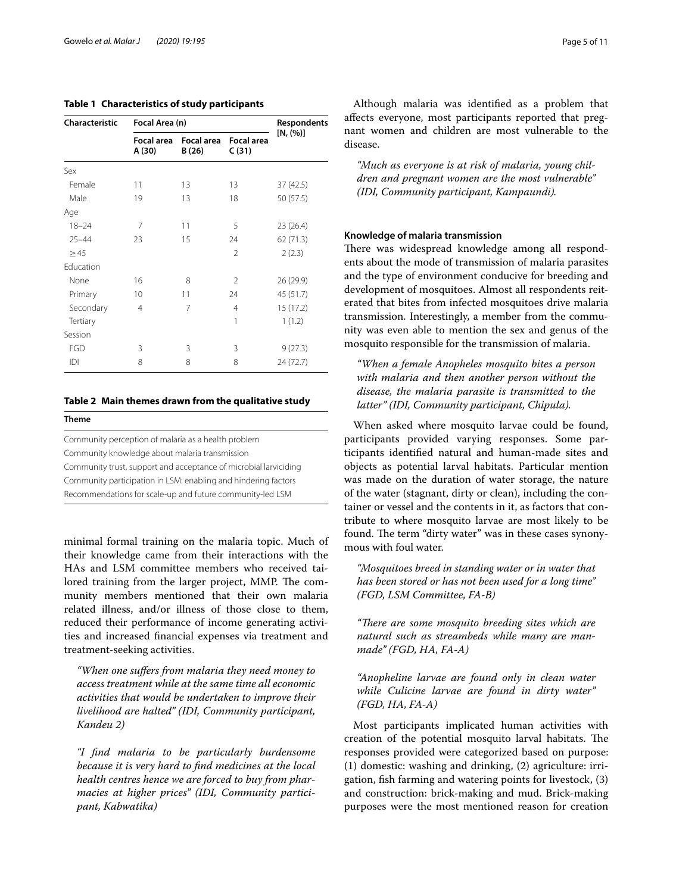**Table 1 Characteristics of study participants**

| Characteristic | Focal Area (n) | | | Respondents [N, (%)] |
|---|---|---|---|---|
| | Focal area A (30) | Focal area B (26) | Focal area C (31) | |
| Sex | | | | |
| Female | 11 | 13 | 13 | 37 (42.5) |
| Male | 19 | 13 | 18 | 50 (57.5) |
| Age | | | | |
| 18–24 | 7 | 11 | 5 | 23 (26.4) |
| 25–44 | 23 | 15 | 24 | 62 (71.3) |
| ≥ 45 | | | 2 | 2 (2.3) |
| Education | | | | |
| None | 16 | 8 | 2 | 26 (29.9) |
| Primary | 10 | 11 | 24 | 45 (51.7) |
| Secondary | 4 | 7 | 4 | 15 (17.2) |
| Tertiary | | | 1 | 1 (1.2) |
| Session | | | | |
| FGD | 3 | 3 | 3 | 9 (27.3) |
| IDI | 8 | 8 | 8 | 24 (72.7) |

**Table 2 Main themes drawn from the qualitative study**

| Theme |
|---|
| Community perception of malaria as a health problem |
| Community knowledge about malaria transmission |
| Community trust, support and acceptance of microbial larviciding |
| Community participation in LSM: enabling and hindering factors |
| Recommendations for scale-up and future community-led LSM |

minimal formal training on the malaria topic. Much of their knowledge came from their interactions with the HAs and LSM committee members who received tailored training from the larger project, MMP. The community members mentioned that their own malaria related illness, and/or illness of those close to them, reduced their performance of income generating activities and increased financial expenses via treatment and treatment-seeking activities.

> *"When one suffers from malaria they need money to access treatment while at the same time all economic activities that would be undertaken to improve their livelihood are halted" (IDI, Community participant, Kandeu 2)*

> *"I find malaria to be particularly burdensome because it is very hard to find medicines at the local health centres hence we are forced to buy from pharmacies at higher prices" (IDI, Community participant, Kabwatika)*

Although malaria was identified as a problem that affects everyone, most participants reported that pregnant women and children are most vulnerable to the disease.

> *"Much as everyone is at risk of malaria, young children and pregnant women are the most vulnerable" (IDI, Community participant, Kampaundi).*

### Knowledge of malaria transmission

There was widespread knowledge among all respondents about the mode of transmission of malaria parasites and the type of environment conducive for breeding and development of mosquitoes. Almost all respondents reiterated that bites from infected mosquitoes drive malaria transmission. Interestingly, a member from the community was even able to mention the sex and genus of the mosquito responsible for the transmission of malaria.

> *"When a female Anopheles mosquito bites a person with malaria and then another person without the disease, the malaria parasite is transmitted to the latter" (IDI, Community participant, Chipula).*

When asked where mosquito larvae could be found, participants provided varying responses. Some participants identified natural and human-made sites and objects as potential larval habitats. Particular mention was made on the duration of water storage, the nature of the water (stagnant, dirty or clean), including the container or vessel and the contents in it, as factors that contribute to where mosquito larvae are most likely to be found. The term "dirty water" was in these cases synonymous with foul water.

> *"Mosquitoes breed in standing water or in water that has been stored or has not been used for a long time" (FGD, LSM Committee, FA-B)*

> *"There are some mosquito breeding sites which are natural such as streambeds while many are man-made" (FGD, HA, FA-A)*

> *"Anopheline larvae are found only in clean water while Culicine larvae are found in dirty water" (FGD, HA, FA-A)*

Most participants implicated human activities with creation of the potential mosquito larval habitats. The responses provided were categorized based on purpose: (1) domestic: washing and drinking, (2) agriculture: irrigation, fish farming and watering points for livestock, (3) and construction: brick-making and mud. Brick-making purposes were the most mentioned reason for creation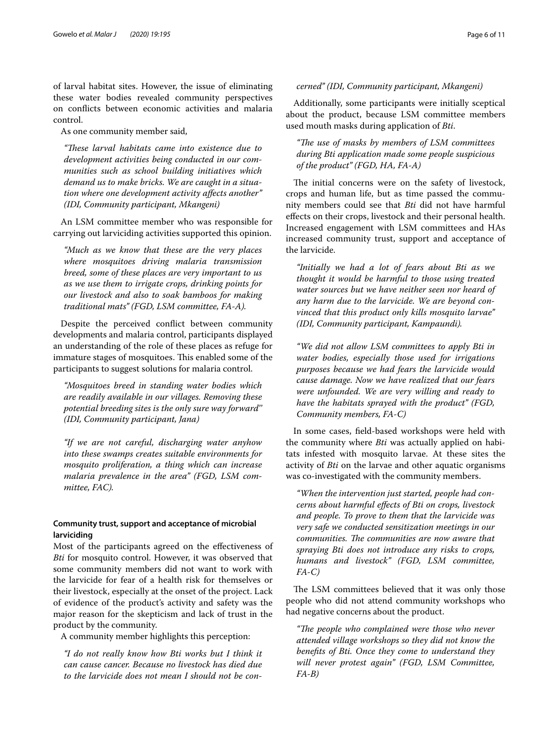of larval habitat sites. However, the issue of eliminating these water bodies revealed community perspectives on conflicts between economic activities and malaria control.

As one community member said,

> *"These larval habitats came into existence due to development activities being conducted in our communities such as school building initiatives which demand us to make bricks. We are caught in a situation where one development activity affects another" (IDI, Community participant, Mkangeni)*

An LSM committee member who was responsible for carrying out larviciding activities supported this opinion.

> *"Much as we know that these are the very places where mosquitoes driving malaria transmission breed, some of these places are very important to us as we use them to irrigate crops, drinking points for our livestock and also to soak bamboos for making traditional mats" (FGD, LSM committee, FA-A).*

Despite the perceived conflict between community developments and malaria control, participants displayed an understanding of the role of these places as refuge for immature stages of mosquitoes. This enabled some of the participants to suggest solutions for malaria control.

> *"Mosquitoes breed in standing water bodies which are readily available in our villages. Removing these potential breeding sites is the only sure way forward" (IDI, Community participant, Jana)*

> *"If we are not careful, discharging water anyhow into these swamps creates suitable environments for mosquito proliferation, a thing which can increase malaria prevalence in the area" (FGD, LSM committee, FAC).*

#### Community trust, support and acceptance of microbial larviciding

Most of the participants agreed on the effectiveness of *Bti* for mosquito control. However, it was observed that some community members did not want to work with the larvicide for fear of a health risk for themselves or their livestock, especially at the onset of the project. Lack of evidence of the product's activity and safety was the major reason for the skepticism and lack of trust in the product by the community.

A community member highlights this perception:

> *"I do not really know how Bti works but I think it can cause cancer. Because no livestock has died due to the larvicide does not mean I should not be concerned" (IDI, Community participant, Mkangeni)*

Additionally, some participants were initially sceptical about the product, because LSM committee members used mouth masks during application of *Bti*.

> *"The use of masks by members of LSM committees during Bti application made some people suspicious of the product" (FGD, HA, FA-A)*

The initial concerns were on the safety of livestock, crops and human life, but as time passed the community members could see that *Bti* did not have harmful effects on their crops, livestock and their personal health. Increased engagement with LSM committees and HAs increased community trust, support and acceptance of the larvicide.

> *"Initially we had a lot of fears about Bti as we thought it would be harmful to those using treated water sources but we have neither seen nor heard of any harm due to the larvicide. We are beyond convinced that this product only kills mosquito larvae" (IDI, Community participant, Kampaundi).*

> *"We did not allow LSM committees to apply Bti in water bodies, especially those used for irrigations purposes because we had fears the larvicide would cause damage. Now we have realized that our fears were unfounded. We are very willing and ready to have the habitats sprayed with the product" (FGD, Community members, FA-C)*

In some cases, field-based workshops were held with the community where *Bti* was actually applied on habitats infested with mosquito larvae. At these sites the activity of *Bti* on the larvae and other aquatic organisms was co-investigated with the community members.

> *"When the intervention just started, people had concerns about harmful effects of Bti on crops, livestock and people. To prove to them that the larvicide was very safe we conducted sensitization meetings in our communities. The communities are now aware that spraying Bti does not introduce any risks to crops, humans and livestock" (FGD, LSM committee, FA-C)*

The LSM committees believed that it was only those people who did not attend community workshops who had negative concerns about the product.

> *"The people who complained were those who never attended village workshops so they did not know the benefits of Bti. Once they come to understand they will never protest again" (FGD, LSM Committee, FA-B)*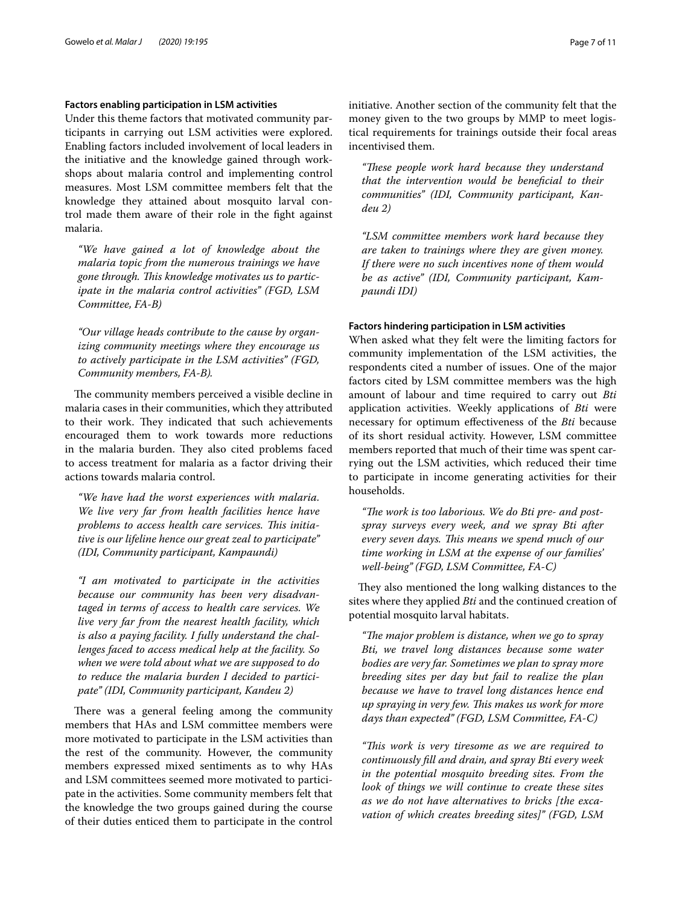#### Factors enabling participation in LSM activities

Under this theme factors that motivated community participants in carrying out LSM activities were explored. Enabling factors included involvement of local leaders in the initiative and the knowledge gained through workshops about malaria control and implementing control measures. Most LSM committee members felt that the knowledge they attained about mosquito larval control made them aware of their role in the fight against malaria.

> *"We have gained a lot of knowledge about the malaria topic from the numerous trainings we have gone through. This knowledge motivates us to participate in the malaria control activities" (FGD, LSM Committee, FA-B)*

> *"Our village heads contribute to the cause by organizing community meetings where they encourage us to actively participate in the LSM activities" (FGD, Community members, FA-B).*

The community members perceived a visible decline in malaria cases in their communities, which they attributed to their work. They indicated that such achievements encouraged them to work towards more reductions in the malaria burden. They also cited problems faced to access treatment for malaria as a factor driving their actions towards malaria control.

> *"We have had the worst experiences with malaria. We live very far from health facilities hence have problems to access health care services. This initiative is our lifeline hence our great zeal to participate" (IDI, Community participant, Kampaundi)*

> *"I am motivated to participate in the activities because our community has been very disadvantaged in terms of access to health care services. We live very far from the nearest health facility, which is also a paying facility. I fully understand the challenges faced to access medical help at the facility. So when we were told about what we are supposed to do to reduce the malaria burden I decided to participate" (IDI, Community participant, Kandeu 2)*

There was a general feeling among the community members that HAs and LSM committee members were more motivated to participate in the LSM activities than the rest of the community. However, the community members expressed mixed sentiments as to why HAs and LSM committees seemed more motivated to participate in the activities. Some community members felt that the knowledge the two groups gained during the course of their duties enticed them to participate in the control initiative. Another section of the community felt that the money given to the two groups by MMP to meet logistical requirements for trainings outside their focal areas incentivised them.

> *"These people work hard because they understand that the intervention would be beneficial to their communities" (IDI, Community participant, Kandeu 2)*

> *"LSM committee members work hard because they are taken to trainings where they are given money. If there were no such incentives none of them would be as active" (IDI, Community participant, Kampaundi IDI)*

#### Factors hindering participation in LSM activities

When asked what they felt were the limiting factors for community implementation of the LSM activities, the respondents cited a number of issues. One of the major factors cited by LSM committee members was the high amount of labour and time required to carry out *Bti* application activities. Weekly applications of *Bti* were necessary for optimum effectiveness of the *Bti* because of its short residual activity. However, LSM committee members reported that much of their time was spent carrying out the LSM activities, which reduced their time to participate in income generating activities for their households.

> *"The work is too laborious. We do Bti pre- and post-spray surveys every week, and we spray Bti after every seven days. This means we spend much of our time working in LSM at the expense of our families' well-being" (FGD, LSM Committee, FA-C)*

They also mentioned the long walking distances to the sites where they applied *Bti* and the continued creation of potential mosquito larval habitats.

> *"The major problem is distance, when we go to spray Bti, we travel long distances because some water bodies are very far. Sometimes we plan to spray more breeding sites per day but fail to realize the plan because we have to travel long distances hence end up spraying in very few. This makes us work for more days than expected" (FGD, LSM Committee, FA-C)*

> *"This work is very tiresome as we are required to continuously fill and drain, and spray Bti every week in the potential mosquito breeding sites. From the look of things we will continue to create these sites as we do not have alternatives to bricks [the excavation of which creates breeding sites]" (FGD, LSM*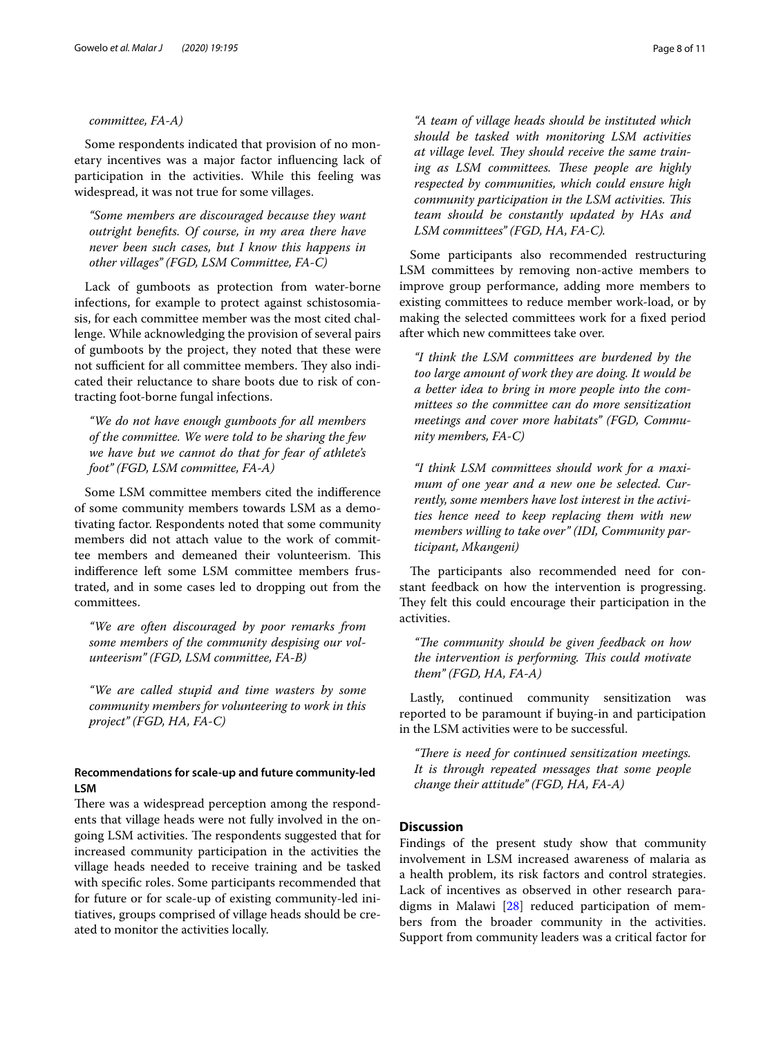*committee, FA-A)*

Some respondents indicated that provision of no monetary incentives was a major factor influencing lack of participation in the activities. While this feeling was widespread, it was not true for some villages.

> *"Some members are discouraged because they want outright benefits. Of course, in my area there have never been such cases, but I know this happens in other villages" (FGD, LSM Committee, FA-C)*

Lack of gumboots as protection from water-borne infections, for example to protect against schistosomiasis, for each committee member was the most cited challenge. While acknowledging the provision of several pairs of gumboots by the project, they noted that these were not sufficient for all committee members. They also indicated their reluctance to share boots due to risk of contracting foot-borne fungal infections.

> *"We do not have enough gumboots for all members of the committee. We were told to be sharing the few we have but we cannot do that for fear of athlete's foot" (FGD, LSM committee, FA-A)*

Some LSM committee members cited the indifference of some community members towards LSM as a demotivating factor. Respondents noted that some community members did not attach value to the work of committee members and demeaned their volunteerism. This indifference left some LSM committee members frustrated, and in some cases led to dropping out from the committees.

> *"We are often discouraged by poor remarks from some members of the community despising our volunteerism" (FGD, LSM committee, FA-B)*

> *"We are called stupid and time wasters by some community members for volunteering to work in this project" (FGD, HA, FA-C)*

#### Recommendations for scale-up and future community-led LSM

There was a widespread perception among the respondents that village heads were not fully involved in the ongoing LSM activities. The respondents suggested that for increased community participation in the activities the village heads needed to receive training and be tasked with specific roles. Some participants recommended that for future or for scale-up of existing community-led initiatives, groups comprised of village heads should be created to monitor the activities locally.

> *"A team of village heads should be instituted which should be tasked with monitoring LSM activities at village level. They should receive the same training as LSM committees. These people are highly respected by communities, which could ensure high community participation in the LSM activities. This team should be constantly updated by HAs and LSM committees" (FGD, HA, FA-C).*

Some participants also recommended restructuring LSM committees by removing non-active members to improve group performance, adding more members to existing committees to reduce member work-load, or by making the selected committees work for a fixed period after which new committees take over.

> *"I think the LSM committees are burdened by the too large amount of work they are doing. It would be a better idea to bring in more people into the committees so the committee can do more sensitization meetings and cover more habitats" (FGD, Community members, FA-C)*

> *"I think LSM committees should work for a maximum of one year and a new one be selected. Currently, some members have lost interest in the activities hence need to keep replacing them with new members willing to take over" (IDI, Community participant, Mkangeni)*

The participants also recommended need for constant feedback on how the intervention is progressing. They felt this could encourage their participation in the activities.

> *"The community should be given feedback on how the intervention is performing. This could motivate them" (FGD, HA, FA-A)*

Lastly, continued community sensitization was reported to be paramount if buying-in and participation in the LSM activities were to be successful.

> *"There is need for continued sensitization meetings. It is through repeated messages that some people change their attitude" (FGD, HA, FA-A)*

## Discussion

Findings of the present study show that community involvement in LSM increased awareness of malaria as a health problem, its risk factors and control strategies. Lack of incentives as observed in other research paradigms in Malawi [28] reduced participation of members from the broader community in the activities. Support from community leaders was a critical factor for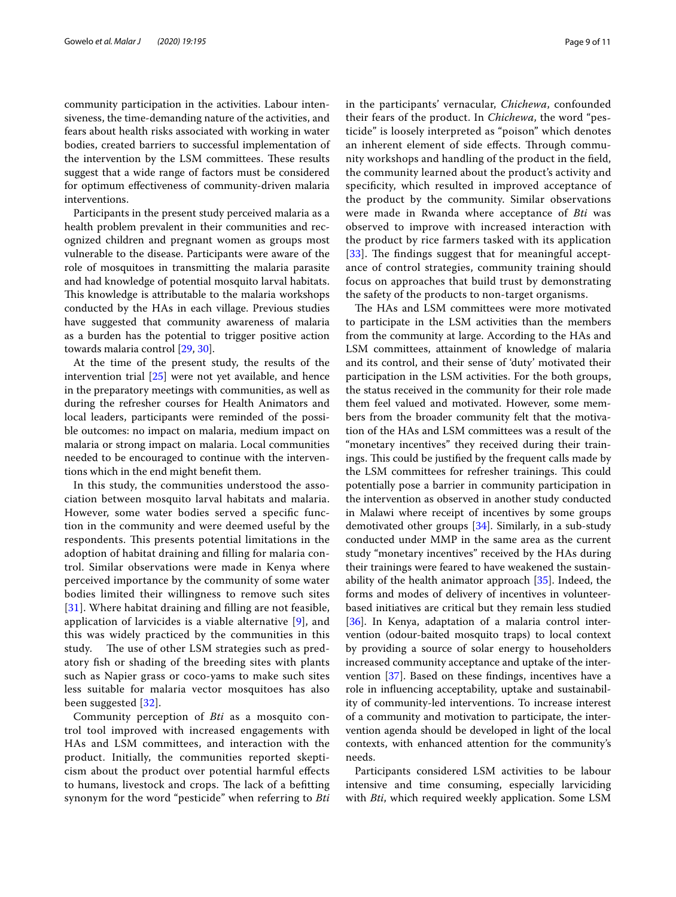community participation in the activities. Labour intensiveness, the time-demanding nature of the activities, and fears about health risks associated with working in water bodies, created barriers to successful implementation of the intervention by the LSM committees. These results suggest that a wide range of factors must be considered for optimum effectiveness of community-driven malaria interventions.

Participants in the present study perceived malaria as a health problem prevalent in their communities and recognized children and pregnant women as groups most vulnerable to the disease. Participants were aware of the role of mosquitoes in transmitting the malaria parasite and had knowledge of potential mosquito larval habitats. This knowledge is attributable to the malaria workshops conducted by the HAs in each village. Previous studies have suggested that community awareness of malaria as a burden has the potential to trigger positive action towards malaria control [29, 30].

At the time of the present study, the results of the intervention trial [25] were not yet available, and hence in the preparatory meetings with communities, as well as during the refresher courses for Health Animators and local leaders, participants were reminded of the possible outcomes: no impact on malaria, medium impact on malaria or strong impact on malaria. Local communities needed to be encouraged to continue with the interventions which in the end might benefit them.

In this study, the communities understood the association between mosquito larval habitats and malaria. However, some water bodies served a specific function in the community and were deemed useful by the respondents. This presents potential limitations in the adoption of habitat draining and filling for malaria control. Similar observations were made in Kenya where perceived importance by the community of some water bodies limited their willingness to remove such sites [31]. Where habitat draining and filling are not feasible, application of larvicides is a viable alternative [9], and this was widely practiced by the communities in this study. The use of other LSM strategies such as predatory fish or shading of the breeding sites with plants such as Napier grass or coco-yams to make such sites less suitable for malaria vector mosquitoes has also been suggested [32].

Community perception of *Bti* as a mosquito control tool improved with increased engagements with HAs and LSM committees, and interaction with the product. Initially, the communities reported skepticism about the product over potential harmful effects to humans, livestock and crops. The lack of a befitting synonym for the word "pesticide" when referring to *Bti* in the participants' vernacular, *Chichewa*, confounded their fears of the product. In *Chichewa*, the word "pesticide" is loosely interpreted as "poison" which denotes an inherent element of side effects. Through community workshops and handling of the product in the field, the community learned about the product's activity and specificity, which resulted in improved acceptance of the product by the community. Similar observations were made in Rwanda where acceptance of *Bti* was observed to improve with increased interaction with the product by rice farmers tasked with its application [33]. The findings suggest that for meaningful acceptance of control strategies, community training should focus on approaches that build trust by demonstrating the safety of the products to non-target organisms.

The HAs and LSM committees were more motivated to participate in the LSM activities than the members from the community at large. According to the HAs and LSM committees, attainment of knowledge of malaria and its control, and their sense of 'duty' motivated their participation in the LSM activities. For the both groups, the status received in the community for their role made them feel valued and motivated. However, some members from the broader community felt that the motivation of the HAs and LSM committees was a result of the "monetary incentives" they received during their trainings. This could be justified by the frequent calls made by the LSM committees for refresher trainings. This could potentially pose a barrier in community participation in the intervention as observed in another study conducted in Malawi where receipt of incentives by some groups demotivated other groups [34]. Similarly, in a sub-study conducted under MMP in the same area as the current study "monetary incentives" received by the HAs during their trainings were feared to have weakened the sustainability of the health animator approach [35]. Indeed, the forms and modes of delivery of incentives in volunteer-based initiatives are critical but they remain less studied [36]. In Kenya, adaptation of a malaria control intervention (odour-baited mosquito traps) to local context by providing a source of solar energy to householders increased community acceptance and uptake of the intervention [37]. Based on these findings, incentives have a role in influencing acceptability, uptake and sustainability of community-led interventions. To increase interest of a community and motivation to participate, the intervention agenda should be developed in light of the local contexts, with enhanced attention for the community's needs.

Participants considered LSM activities to be labour intensive and time consuming, especially larviciding with *Bti*, which required weekly application. Some LSM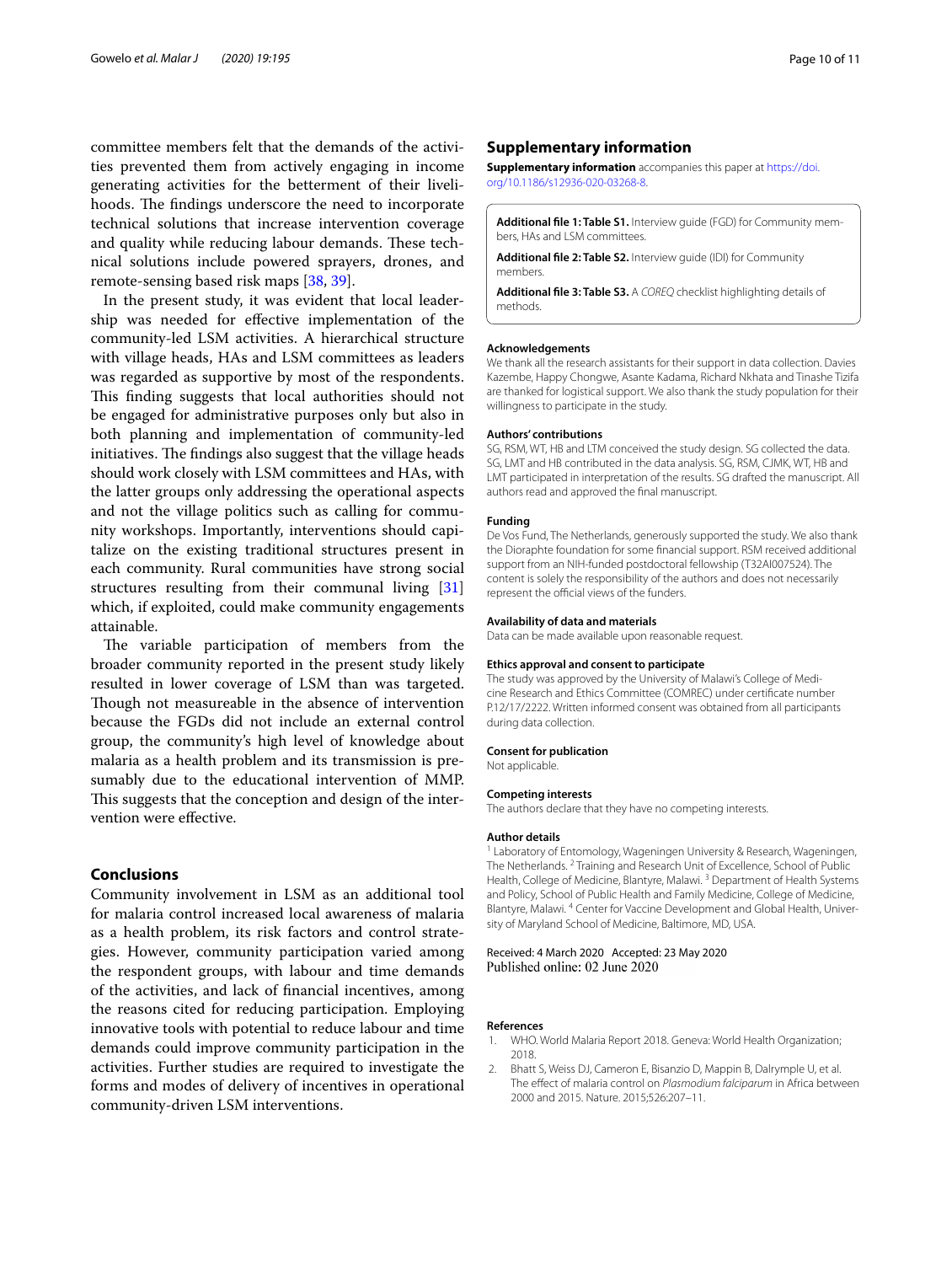committee members felt that the demands of the activities prevented them from actively engaging in income generating activities for the betterment of their livelihoods. The findings underscore the need to incorporate technical solutions that increase intervention coverage and quality while reducing labour demands. These technical solutions include powered sprayers, drones, and remote-sensing based risk maps [38, 39].

In the present study, it was evident that local leadership was needed for effective implementation of the community-led LSM activities. A hierarchical structure with village heads, HAs and LSM committees as leaders was regarded as supportive by most of the respondents. This finding suggests that local authorities should not be engaged for administrative purposes only but also in both planning and implementation of community-led initiatives. The findings also suggest that the village heads should work closely with LSM committees and HAs, with the latter groups only addressing the operational aspects and not the village politics such as calling for community workshops. Importantly, interventions should capitalize on the existing traditional structures present in each community. Rural communities have strong social structures resulting from their communal living [31] which, if exploited, could make community engagements attainable.

The variable participation of members from the broader community reported in the present study likely resulted in lower coverage of LSM than was targeted. Though not measureable in the absence of intervention because the FGDs did not include an external control group, the community's high level of knowledge about malaria as a health problem and its transmission is presumably due to the educational intervention of MMP. This suggests that the conception and design of the intervention were effective.

## Conclusions

Community involvement in LSM as an additional tool for malaria control increased local awareness of malaria as a health problem, its risk factors and control strategies. However, community participation varied among the respondent groups, with labour and time demands of the activities, and lack of financial incentives, among the reasons cited for reducing participation. Employing innovative tools with potential to reduce labour and time demands could improve community participation in the activities. Further studies are required to investigate the forms and modes of delivery of incentives in operational community-driven LSM interventions.

## Supplementary information

**Supplementary information** accompanies this paper at https://doi.org/10.1186/s12936-020-03268-8.

**Additional file 1: Table S1.** Interview guide (FGD) for Community members, HAs and LSM committees.

**Additional file 2: Table S2.** Interview guide (IDI) for Community members.

**Additional file 3: Table S3.** A *COREQ* checklist highlighting details of methods.

#### Acknowledgements

We thank all the research assistants for their support in data collection. Davies Kazembe, Happy Chongwe, Asante Kadama, Richard Nkhata and Tinashe Tizifa are thanked for logistical support. We also thank the study population for their willingness to participate in the study.

#### Authors' contributions

SG, RSM, WT, HB and LTM conceived the study design. SG collected the data. SG, LMT and HB contributed in the data analysis. SG, RSM, CJMK, WT, HB and LMT participated in interpretation of the results. SG drafted the manuscript. All authors read and approved the final manuscript.

#### Funding

De Vos Fund, The Netherlands, generously supported the study. We also thank the Dioraphte foundation for some financial support. RSM received additional support from an NIH-funded postdoctoral fellowship (T32AI007524). The content is solely the responsibility of the authors and does not necessarily represent the official views of the funders.

#### Availability of data and materials

Data can be made available upon reasonable request.

#### Ethics approval and consent to participate

The study was approved by the University of Malawi's College of Medicine Research and Ethics Committee (COMREC) under certificate number P.12/17/2222. Written informed consent was obtained from all participants during data collection.

#### Consent for publication

Not applicable.

#### Competing interests

The authors declare that they have no competing interests.

#### Author details

[1] Laboratory of Entomology, Wageningen University & Research, Wageningen, The Netherlands. [2] Training and Research Unit of Excellence, School of Public Health, College of Medicine, Blantyre, Malawi. [3] Department of Health Systems and Policy, School of Public Health and Family Medicine, College of Medicine, Blantyre, Malawi. [4] Center for Vaccine Development and Global Health, University of Maryland School of Medicine, Baltimore, MD, USA.

Received: 4 March 2020 Accepted: 23 May 2020
Published online: 02 June 2020

#### References

1. WHO. World Malaria Report 2018. Geneva: World Health Organization; 2018.
2. Bhatt S, Weiss DJ, Cameron E, Bisanzio D, Mappin B, Dalrymple U, et al. The effect of malaria control on *Plasmodium falciparum* in Africa between 2000 and 2015. Nature. 2015;526:207–11.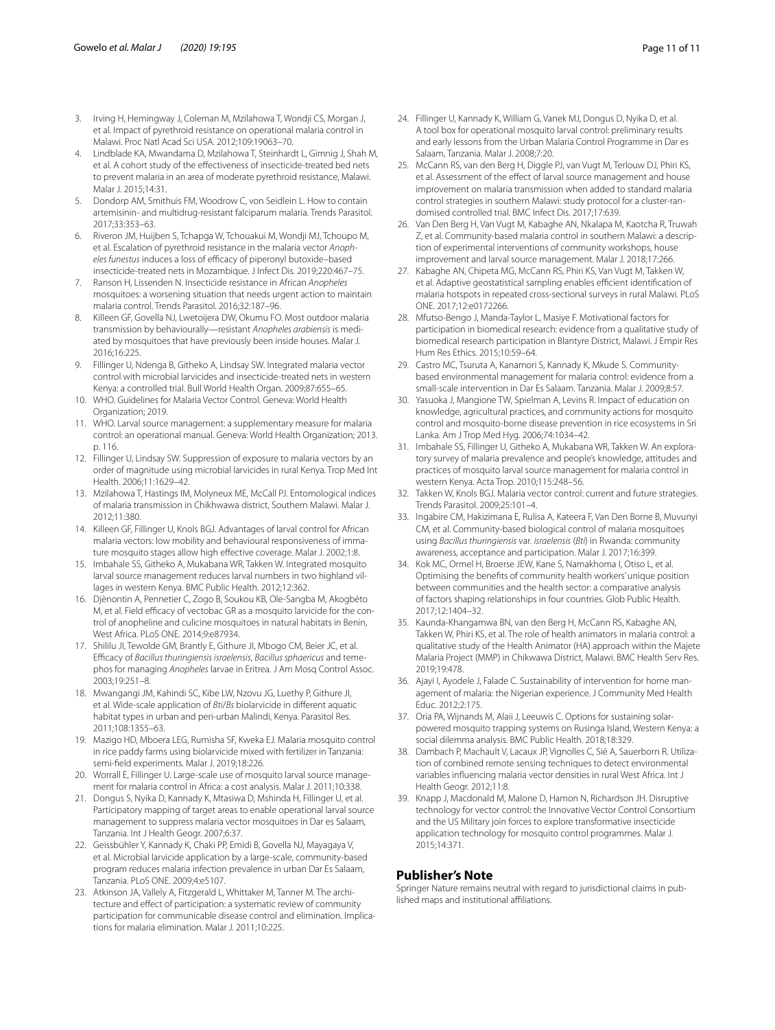3. Irving H, Hemingway J, Coleman M, Mzilahowa T, Wondji CS, Morgan J, et al. Impact of pyrethroid resistance on operational malaria control in Malawi. Proc Natl Acad Sci USA. 2012;109:19063–70.
4. Lindblade KA, Mwandama D, Mzilahowa T, Steinhardt L, Gimnig J, Shah M, et al. A cohort study of the effectiveness of insecticide-treated bed nets to prevent malaria in an area of moderate pyrethroid resistance, Malawi. Malar J. 2015;14:31.
5. Dondorp AM, Smithuis FM, Woodrow C, von Seidlein L. How to contain artemisinin- and multidrug-resistant falciparum malaria. Trends Parasitol. 2017;33:353–63.
6. Riveron JM, Huijben S, Tchapga W, Tchouakui M, Wondji MJ, Tchoupo M, et al. Escalation of pyrethroid resistance in the malaria vector *Anopheles funestus* induces a loss of efficacy of piperonyl butoxide–based insecticide-treated nets in Mozambique. J Infect Dis. 2019;220:467–75.
7. Ranson H, Lissenden N. Insecticide resistance in African *Anopheles* mosquitoes: a worsening situation that needs urgent action to maintain malaria control. Trends Parasitol. 2016;32:187–96.
8. Killeen GF, Govella NJ, Lwetoijera DW, Okumu FO. Most outdoor malaria transmission by behaviourally—resistant *Anopheles arabiensis* is mediated by mosquitoes that have previously been inside houses. Malar J. 2016;16:225.
9. Fillinger U, Ndenga B, Githeko A, Lindsay SW. Integrated malaria vector control with microbial larvicides and insecticide-treated nets in western Kenya: a controlled trial. Bull World Health Organ. 2009;87:655–65.
10. WHO. Guidelines for Malaria Vector Control. Geneva: World Health Organization; 2019.
11. WHO. Larval source management: a supplementary measure for malaria control: an operational manual. Geneva: World Health Organization; 2013. p. 116.
12. Fillinger U, Lindsay SW. Suppression of exposure to malaria vectors by an order of magnitude using microbial larvicides in rural Kenya. Trop Med Int Health. 2006;11:1629–42.
13. Mzilahowa T, Hastings IM, Molyneux ME, McCall PJ. Entomological indices of malaria transmission in Chikhwawa district, Southern Malawi. Malar J. 2012;11:380.
14. Killeen GF, Fillinger U, Knols BGJ. Advantages of larval control for African malaria vectors: low mobility and behavioural responsiveness of immature mosquito stages allow high effective coverage. Malar J. 2002;1:8.
15. Imbahale SS, Githeko A, Mukabana WR, Takken W. Integrated mosquito larval source management reduces larval numbers in two highland villages in western Kenya. BMC Public Health. 2012;12:362.
16. Djènontin A, Pennetier C, Zogo B, Soukou KB, Ole-Sangba M, Akogbéto M, et al. Field efficacy of vectobac GR as a mosquito larvicide for the control of anopheline and culicine mosquitoes in natural habitats in Benin, West Africa. PLoS ONE. 2014;9:e87934.
17. Shililu JI, Tewolde GM, Brantly E, Githure JI, Mbogo CM, Beier JC, et al. Efficacy of *Bacillus thuringiensis israelensis*, *Bacillus sphaericus* and temephos for managing *Anopheles* larvae in Eritrea. J Am Mosq Control Assoc. 2003;19:251–8.
18. Mwangangi JM, Kahindi SC, Kibe LW, Nzovu JG, Luethy P, Githure JI, et al. Wide-scale application of *Bti/Bs* biolarvicide in different aquatic habitat types in urban and peri-urban Malindi, Kenya. Parasitol Res. 2011;108:1355–63.
19. Mazigo HD, Mboera LEG, Rumisha SF, Kweka EJ. Malaria mosquito control in rice paddy farms using biolarvicide mixed with fertilizer in Tanzania: semi-field experiments. Malar J. 2019;18:226.
20. Worrall E, Fillinger U. Large-scale use of mosquito larval source management for malaria control in Africa: a cost analysis. Malar J. 2011;10:338.
21. Dongus S, Nyika D, Kannady K, Mtasiwa D, Mshinda H, Fillinger U, et al. Participatory mapping of target areas to enable operational larval source management to suppress malaria vector mosquitoes in Dar es Salaam, Tanzania. Int J Health Geogr. 2007;6:37.
22. Geissbühler Y, Kannady K, Chaki PP, Emidi B, Govella NJ, Mayagaya V, et al. Microbial larvicide application by a large-scale, community-based program reduces malaria infection prevalence in urban Dar Es Salaam, Tanzania. PLoS ONE. 2009;4:e5107.
23. Atkinson JA, Vallely A, Fitzgerald L, Whittaker M, Tanner M. The architecture and effect of participation: a systematic review of community participation for communicable disease control and elimination. Implications for malaria elimination. Malar J. 2011;10:225.
24. Fillinger U, Kannady K, William G, Vanek MJ, Dongus D, Nyika D, et al. A tool box for operational mosquito larval control: preliminary results and early lessons from the Urban Malaria Control Programme in Dar es Salaam, Tanzania. Malar J. 2008;7:20.
25. McCann RS, van den Berg H, Diggle PJ, van Vugt M, Terlouw DJ, Phiri KS, et al. Assessment of the effect of larval source management and house improvement on malaria transmission when added to standard malaria control strategies in southern Malawi: study protocol for a cluster-randomised controlled trial. BMC Infect Dis. 2017;17:639.
26. Van Den Berg H, Van Vugt M, Kabaghe AN, Nkalapa M, Kaotcha R, Truwah Z, et al. Community-based malaria control in southern Malawi: a description of experimental interventions of community workshops, house improvement and larval source management. Malar J. 2018;17:266.
27. Kabaghe AN, Chipeta MG, McCann RS, Phiri KS, Van Vugt M, Takken W, et al. Adaptive geostatistical sampling enables efficient identification of malaria hotspots in repeated cross-sectional surveys in rural Malawi. PLoS ONE. 2017;12:e0172266.
28. Mfutso-Bengo J, Manda-Taylor L, Masiye F. Motivational factors for participation in biomedical research: evidence from a qualitative study of biomedical research participation in Blantyre District, Malawi. J Empir Res Hum Res Ethics. 2015;10:59–64.
29. Castro MC, Tsuruta A, Kanamori S, Kannady K, Mkude S. Community-based environmental management for malaria control: evidence from a small-scale intervention in Dar Es Salaam. Tanzania. Malar J. 2009;8:57.
30. Yasuoka J, Mangione TW, Spielman A, Levins R. Impact of education on knowledge, agricultural practices, and community actions for mosquito control and mosquito-borne disease prevention in rice ecosystems in Sri Lanka. Am J Trop Med Hyg. 2006;74:1034–42.
31. Imbahale SS, Fillinger U, Githeko A, Mukabana WR, Takken W. An exploratory survey of malaria prevalence and people's knowledge, attitudes and practices of mosquito larval source management for malaria control in western Kenya. Acta Trop. 2010;115:248–56.
32. Takken W, Knols BGJ. Malaria vector control: current and future strategies. Trends Parasitol. 2009;25:101–4.
33. Ingabire CM, Hakizimana E, Rulisa A, Kateera F, Van Den Borne B, Muvunyi CM, et al. Community-based biological control of malaria mosquitoes using *Bacillus thuringiensis* var. *israelensis* (*Bti*) in Rwanda: community awareness, acceptance and participation. Malar J. 2017;16:399.
34. Kok MC, Ormel H, Broerse JEW, Kane S, Namakhoma I, Otiso L, et al. Optimising the benefits of community health workers' unique position between communities and the health sector: a comparative analysis of factors shaping relationships in four countries. Glob Public Health. 2017;12:1404–32.
35. Kaunda-Khangamwa BN, van den Berg H, McCann RS, Kabaghe AN, Takken W, Phiri KS, et al. The role of health animators in malaria control: a qualitative study of the Health Animator (HA) approach within the Majete Malaria Project (MMP) in Chikwawa District, Malawi. BMC Health Serv Res. 2019;19:478.
36. Ajayi I, Ayodele J, Falade C. Sustainability of intervention for home management of malaria: the Nigerian experience. J Community Med Health Educ. 2012;2:175.
37. Oria PA, Wijnands M, Alaii J, Leeuwis C. Options for sustaining solar-powered mosquito trapping systems on Rusinga Island, Western Kenya: a social dilemma analysis. BMC Public Health. 2018;18:329.
38. Dambach P, Machault V, Lacaux JP, Vignolles C, Sié A, Sauerborn R. Utilization of combined remote sensing techniques to detect environmental variables influencing malaria vector densities in rural West Africa. Int J Health Geogr. 2012;11:8.
39. Knapp J, Macdonald M, Malone D, Hamon N, Richardson JH. Disruptive technology for vector control: the Innovative Vector Control Consortium and the US Military join forces to explore transformative insecticide application technology for mosquito control programmes. Malar J. 2015;14:371.

## Publisher's Note

Springer Nature remains neutral with regard to jurisdictional claims in published maps and institutional affiliations.